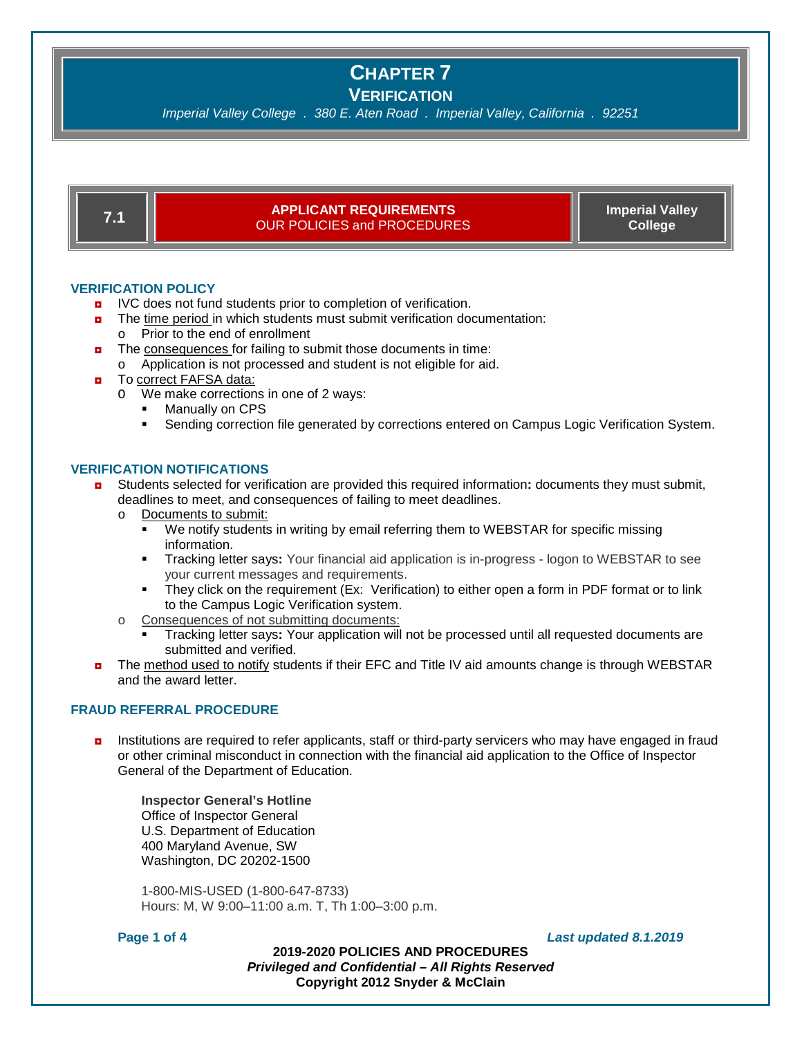# CHAPTER 7
## VERIFICATION

*Imperial Valley College . 380 E. Aten Road . Imperial Valley, California . 92251*

| 7.1 | **APPLICANT REQUIREMENTS** OUR POLICIES and PROCEDURES | **Imperial Valley College** |
|---|---|---|

### VERIFICATION POLICY

- IVC does not fund students prior to completion of verification.
- The time period in which students must submit verification documentation:
  - Prior to the end of enrollment
- The consequences for failing to submit those documents in time:
  - Application is not processed and student is not eligible for aid.
- To correct FAFSA data:
  - We make corrections in one of 2 ways:
    - Manually on CPS
    - Sending correction file generated by corrections entered on Campus Logic Verification System.

### VERIFICATION NOTIFICATIONS

- Students selected for verification are provided this required information**:** documents they must submit, deadlines to meet, and consequences of failing to meet deadlines.
  - Documents to submit:
    - We notify students in writing by email referring them to WEBSTAR for specific missing information.
    - Tracking letter says**:** Your financial aid application is in-progress - logon to WEBSTAR to see your current messages and requirements.
    - They click on the requirement (Ex: Verification) to either open a form in PDF format or to link to the Campus Logic Verification system.
  - Consequences of not submitting documents:
    - Tracking letter says**:** Your application will not be processed until all requested documents are submitted and verified.
- The method used to notify students if their EFC and Title IV aid amounts change is through WEBSTAR and the award letter.

### FRAUD REFERRAL PROCEDURE

- Institutions are required to refer applicants, staff or third-party servicers who may have engaged in fraud or other criminal misconduct in connection with the financial aid application to the Office of Inspector General of the Department of Education.

  **Inspector General's Hotline**
  Office of Inspector General
  U.S. Department of Education
  400 Maryland Avenue, SW
  Washington, DC 20202-1500

  1-800-MIS-USED (1-800-647-8733)
  Hours: M, W 9:00–11:00 a.m. T, Th 1:00–3:00 p.m.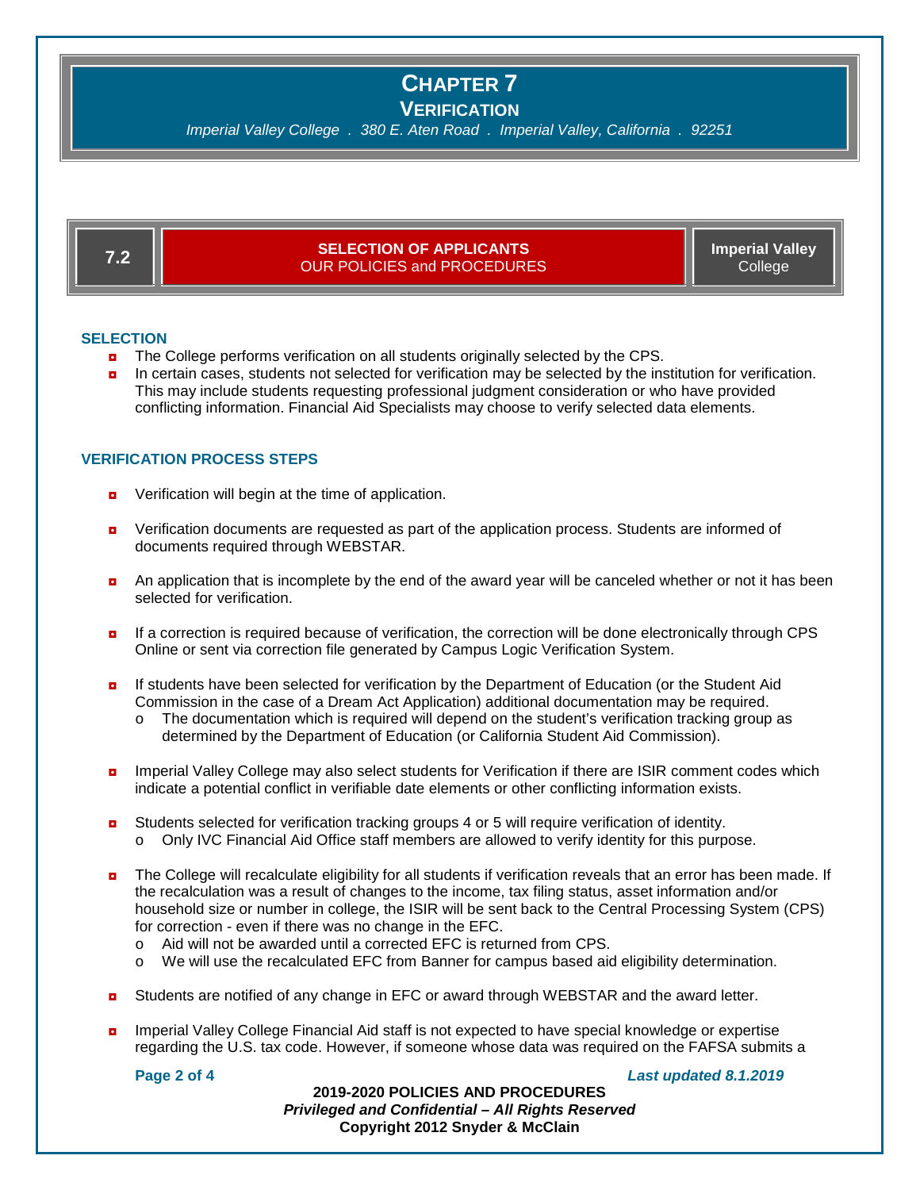# CHAPTER 7
## VERIFICATION

*Imperial Valley College . 380 E. Aten Road . Imperial Valley, California . 92251*

## 7.2 SELECTION OF APPLICANTS
**OUR POLICIES and PROCEDURES** — **Imperial Valley** College

### SELECTION

- The College performs verification on all students originally selected by the CPS.
- In certain cases, students not selected for verification may be selected by the institution for verification. This may include students requesting professional judgment consideration or who have provided conflicting information. Financial Aid Specialists may choose to verify selected data elements.

### VERIFICATION PROCESS STEPS

- Verification will begin at the time of application.
- Verification documents are requested as part of the application process. Students are informed of documents required through WEBSTAR.
- An application that is incomplete by the end of the award year will be canceled whether or not it has been selected for verification.
- If a correction is required because of verification, the correction will be done electronically through CPS Online or sent via correction file generated by Campus Logic Verification System.
- If students have been selected for verification by the Department of Education (or the Student Aid Commission in the case of a Dream Act Application) additional documentation may be required.
  - The documentation which is required will depend on the student's verification tracking group as determined by the Department of Education (or California Student Aid Commission).
- Imperial Valley College may also select students for Verification if there are ISIR comment codes which indicate a potential conflict in verifiable date elements or other conflicting information exists.
- Students selected for verification tracking groups 4 or 5 will require verification of identity.
  - Only IVC Financial Aid Office staff members are allowed to verify identity for this purpose.
- The College will recalculate eligibility for all students if verification reveals that an error has been made. If the recalculation was a result of changes to the income, tax filing status, asset information and/or household size or number in college, the ISIR will be sent back to the Central Processing System (CPS) for correction - even if there was no change in the EFC.
  - Aid will not be awarded until a corrected EFC is returned from CPS.
  - We will use the recalculated EFC from Banner for campus based aid eligibility determination.
- Students are notified of any change in EFC or award through WEBSTAR and the award letter.
- Imperial Valley College Financial Aid staff is not expected to have special knowledge or expertise regarding the U.S. tax code. However, if someone whose data was required on the FAFSA submits a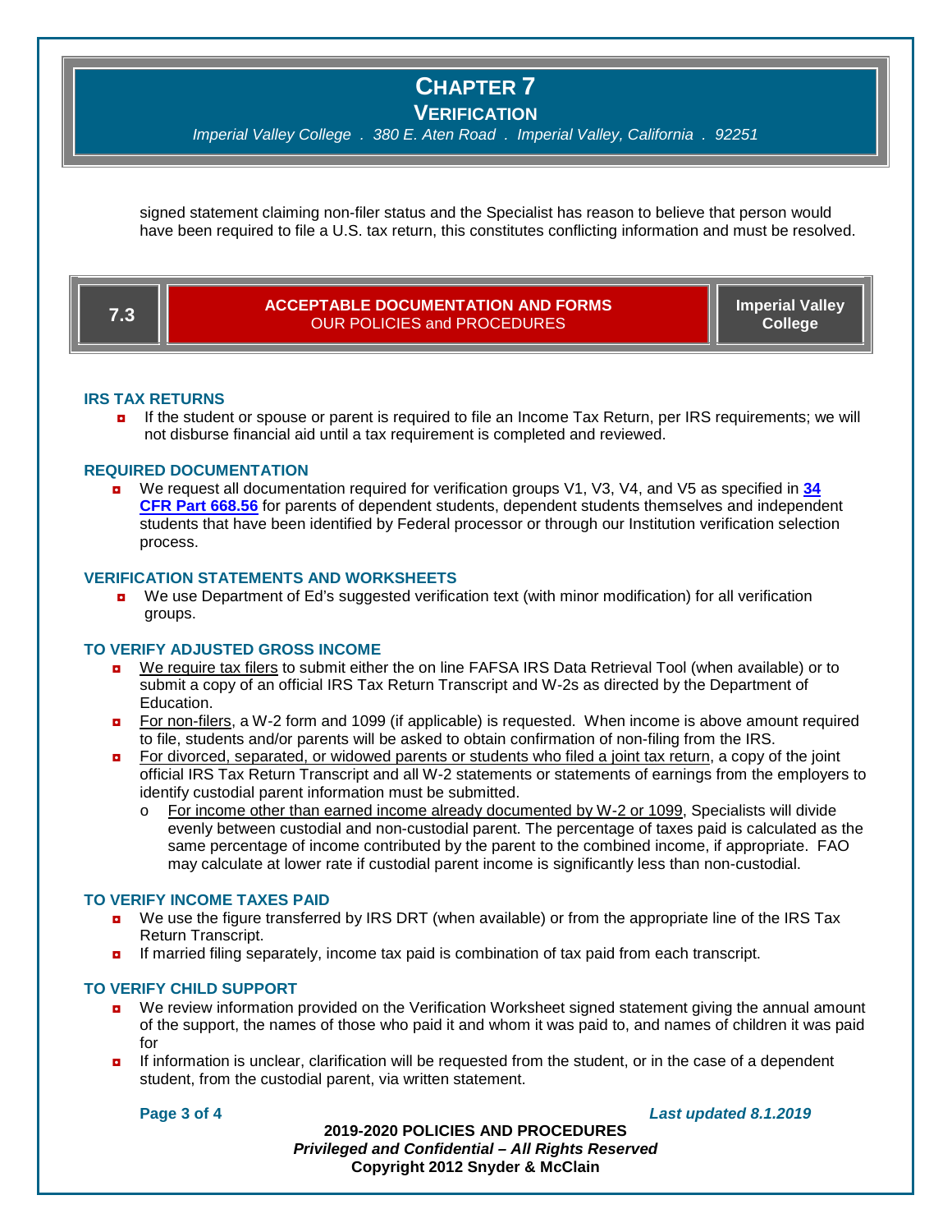signed statement claiming non-filer status and the Specialist has reason to believe that person would have been required to file a U.S. tax return, this constitutes conflicting information and must be resolved.

## 7.3 ACCEPTABLE DOCUMENTATION AND FORMS — OUR POLICIES and PROCEDURES — Imperial Valley College

### IRS TAX RETURNS

- If the student or spouse or parent is required to file an Income Tax Return, per IRS requirements; we will not disburse financial aid until a tax requirement is completed and reviewed.

### REQUIRED DOCUMENTATION

- We request all documentation required for verification groups V1, V3, V4, and V5 as specified in **34 CFR Part 668.56** for parents of dependent students, dependent students themselves and independent students that have been identified by Federal processor or through our Institution verification selection process.

### VERIFICATION STATEMENTS AND WORKSHEETS

- We use Department of Ed's suggested verification text (with minor modification) for all verification groups.

### TO VERIFY ADJUSTED GROSS INCOME

- We require tax filers to submit either the on line FAFSA IRS Data Retrieval Tool (when available) or to submit a copy of an official IRS Tax Return Transcript and W-2s as directed by the Department of Education.
- For non-filers, a W-2 form and 1099 (if applicable) is requested. When income is above amount required to file, students and/or parents will be asked to obtain confirmation of non-filing from the IRS.
- For divorced, separated, or widowed parents or students who filed a joint tax return, a copy of the joint official IRS Tax Return Transcript and all W-2 statements or statements of earnings from the employers to identify custodial parent information must be submitted.
  - For income other than earned income already documented by W-2 or 1099, Specialists will divide evenly between custodial and non-custodial parent. The percentage of taxes paid is calculated as the same percentage of income contributed by the parent to the combined income, if appropriate. FAO may calculate at lower rate if custodial parent income is significantly less than non-custodial.

### TO VERIFY INCOME TAXES PAID

- We use the figure transferred by IRS DRT (when available) or from the appropriate line of the IRS Tax Return Transcript.
- If married filing separately, income tax paid is combination of tax paid from each transcript.

### TO VERIFY CHILD SUPPORT

- We review information provided on the Verification Worksheet signed statement giving the annual amount of the support, the names of those who paid it and whom it was paid to, and names of children it was paid for
- If information is unclear, clarification will be requested from the student, or in the case of a dependent student, from the custodial parent, via written statement.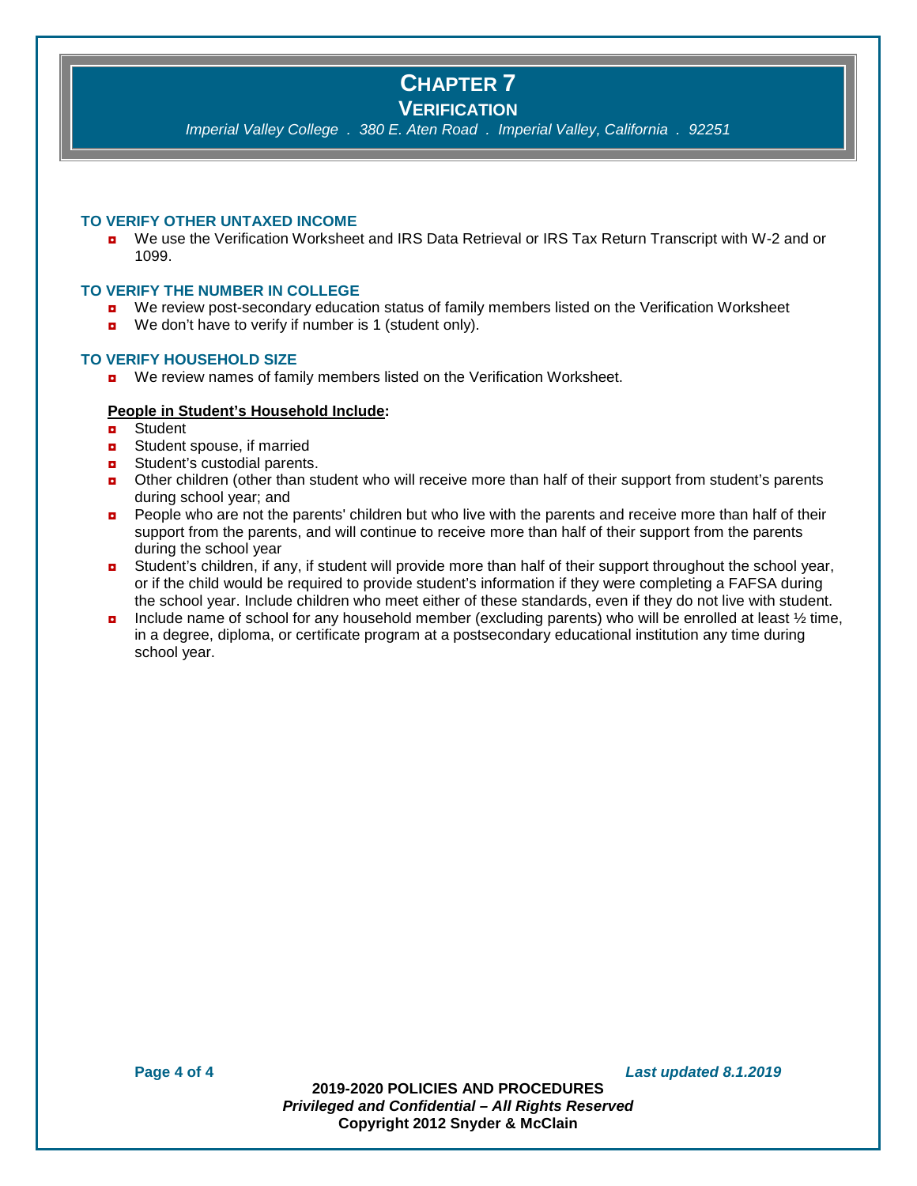# CHAPTER 7

## VERIFICATION

*Imperial Valley College . 380 E. Aten Road . Imperial Valley, California . 92251*

### TO VERIFY OTHER UNTAXED INCOME

- We use the Verification Worksheet and IRS Data Retrieval or IRS Tax Return Transcript with W-2 and or 1099.

### TO VERIFY THE NUMBER IN COLLEGE

- We review post-secondary education status of family members listed on the Verification Worksheet
- We don't have to verify if number is 1 (student only).

### TO VERIFY HOUSEHOLD SIZE

- We review names of family members listed on the Verification Worksheet.

**People in Student's Household Include:**

- Student
- Student spouse, if married
- Student's custodial parents.
- Other children (other than student who will receive more than half of their support from student's parents during school year; and
- People who are not the parents' children but who live with the parents and receive more than half of their support from the parents, and will continue to receive more than half of their support from the parents during the school year
- Student's children, if any, if student will provide more than half of their support throughout the school year, or if the child would be required to provide student's information if they were completing a FAFSA during the school year. Include children who meet either of these standards, even if they do not live with student.
- Include name of school for any household member (excluding parents) who will be enrolled at least ½ time, in a degree, diploma, or certificate program at a postsecondary educational institution any time during school year.